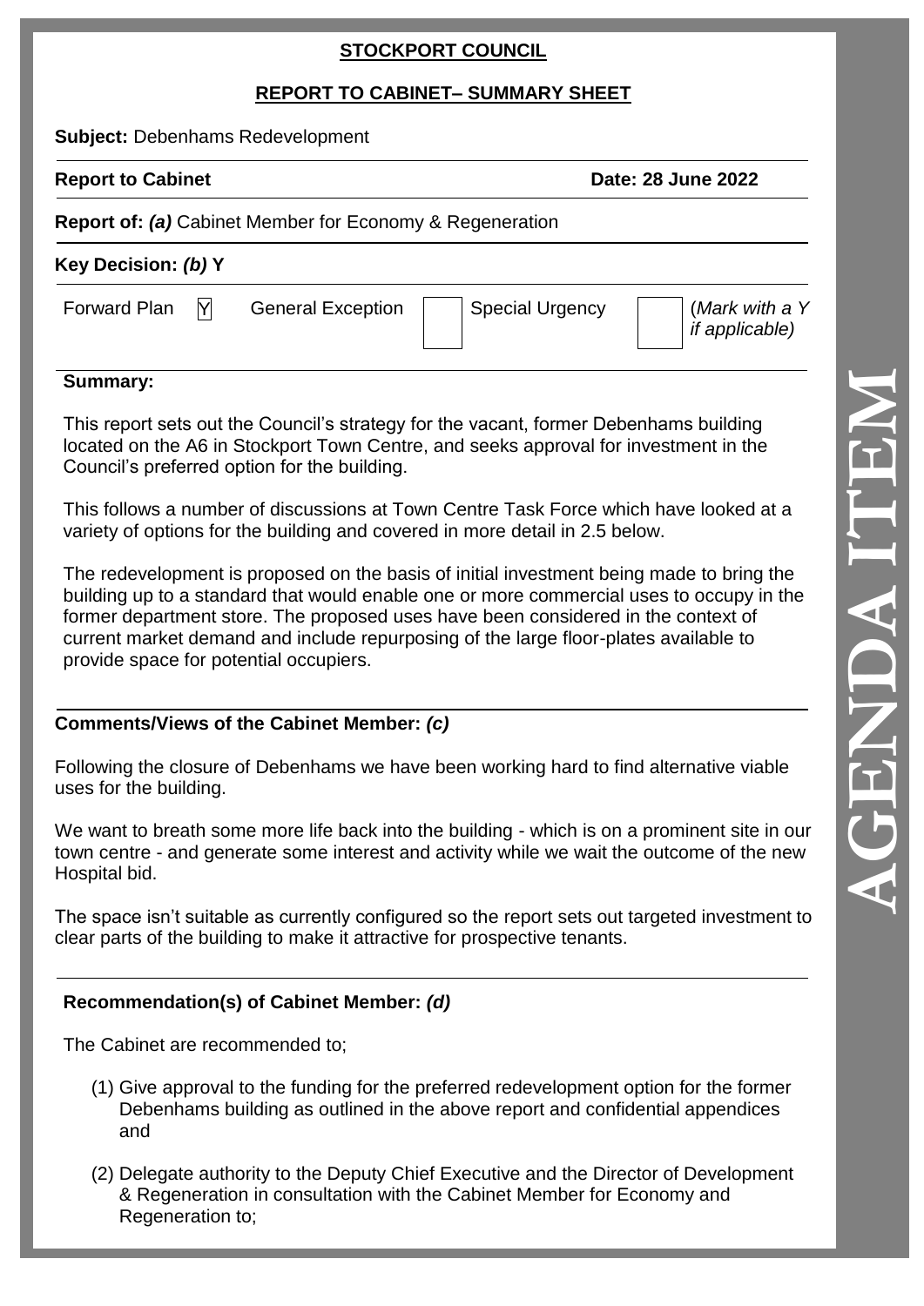**STOCKPORT COUNCIL**

**REPORT TO CABINET– SUMMARY SHEET**

**Subject:** Debenhams Redevelopment

**Report to Cabinet** **Date: 28 June 2022**

**Report of:** ***(a)*** Cabinet Member for Economy & Regeneration

**Key Decision:** ***(b)*** **Y**

| Forward Plan | Y | General Exception | | Special Urgency | | (*Mark with a Y if applicable)* |
|---|---|---|---|---|---|---|

**Summary:**

This report sets out the Council's strategy for the vacant, former Debenhams building located on the A6 in Stockport Town Centre, and seeks approval for investment in the Council's preferred option for the building.

This follows a number of discussions at Town Centre Task Force which have looked at a variety of options for the building and covered in more detail in 2.5 below.

The redevelopment is proposed on the basis of initial investment being made to bring the building up to a standard that would enable one or more commercial uses to occupy in the former department store. The proposed uses have been considered in the context of current market demand and include repurposing of the large floor-plates available to provide space for potential occupiers.

**Comments/Views of the Cabinet Member:** ***(c)***

Following the closure of Debenhams we have been working hard to find alternative viable uses for the building.

We want to breath some more life back into the building - which is on a prominent site in our town centre - and generate some interest and activity while we wait the outcome of the new Hospital bid.

The space isn't suitable as currently configured so the report sets out targeted investment to clear parts of the building to make it attractive for prospective tenants.

**Recommendation(s) of Cabinet Member:** ***(d)***

The Cabinet are recommended to;

(1) Give approval to the funding for the preferred redevelopment option for the former Debenhams building as outlined in the above report and confidential appendices and

(2) Delegate authority to the Deputy Chief Executive and the Director of Development & Regeneration in consultation with the Cabinet Member for Economy and Regeneration to;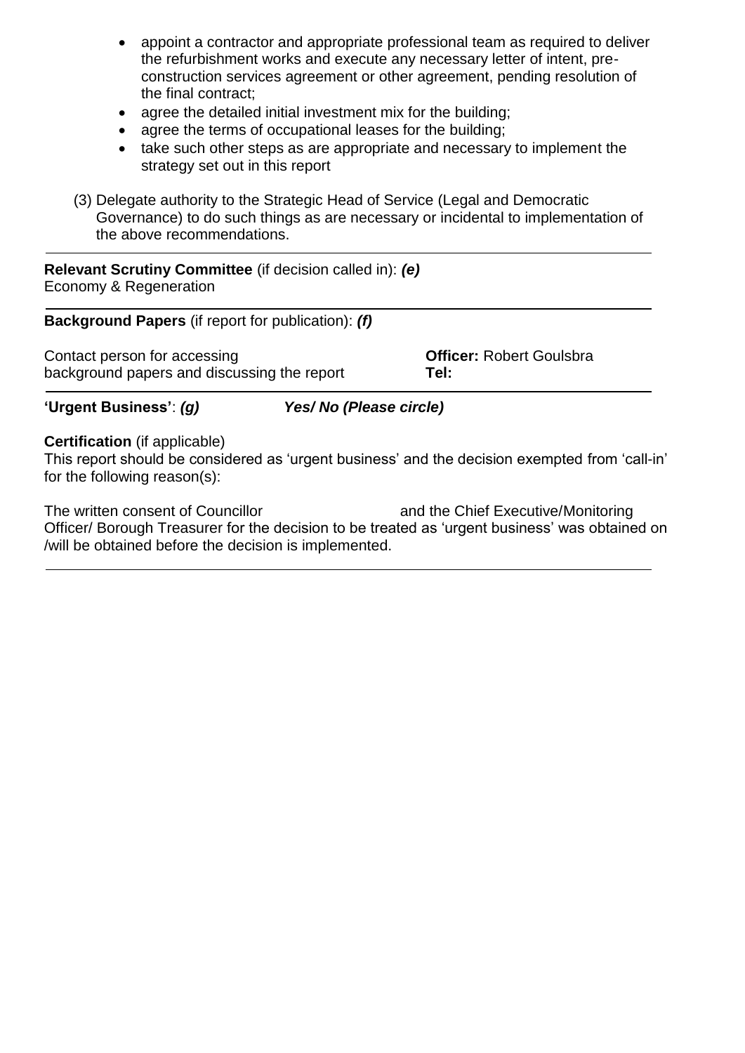- appoint a contractor and appropriate professional team as required to deliver the refurbishment works and execute any necessary letter of intent, pre-construction services agreement or other agreement, pending resolution of the final contract;
- agree the detailed initial investment mix for the building;
- agree the terms of occupational leases for the building;
- take such other steps as are appropriate and necessary to implement the strategy set out in this report

(3) Delegate authority to the Strategic Head of Service (Legal and Democratic Governance) to do such things as are necessary or incidental to implementation of the above recommendations.

---

**Relevant Scrutiny Committee** (if decision called in): ***(e)***
Economy & Regeneration

---

**Background Papers** (if report for publication): ***(f)***

Contact person for accessing background papers and discussing the report

**Officer:** Robert Goulsbra
**Tel:**

---

**'Urgent Business'**: ***(g)*** ***Yes/ No (Please circle)***

**Certification** (if applicable)
This report should be considered as 'urgent business' and the decision exempted from 'call-in' for the following reason(s):

The written consent of Councillor and the Chief Executive/Monitoring Officer/ Borough Treasurer for the decision to be treated as 'urgent business' was obtained on /will be obtained before the decision is implemented.